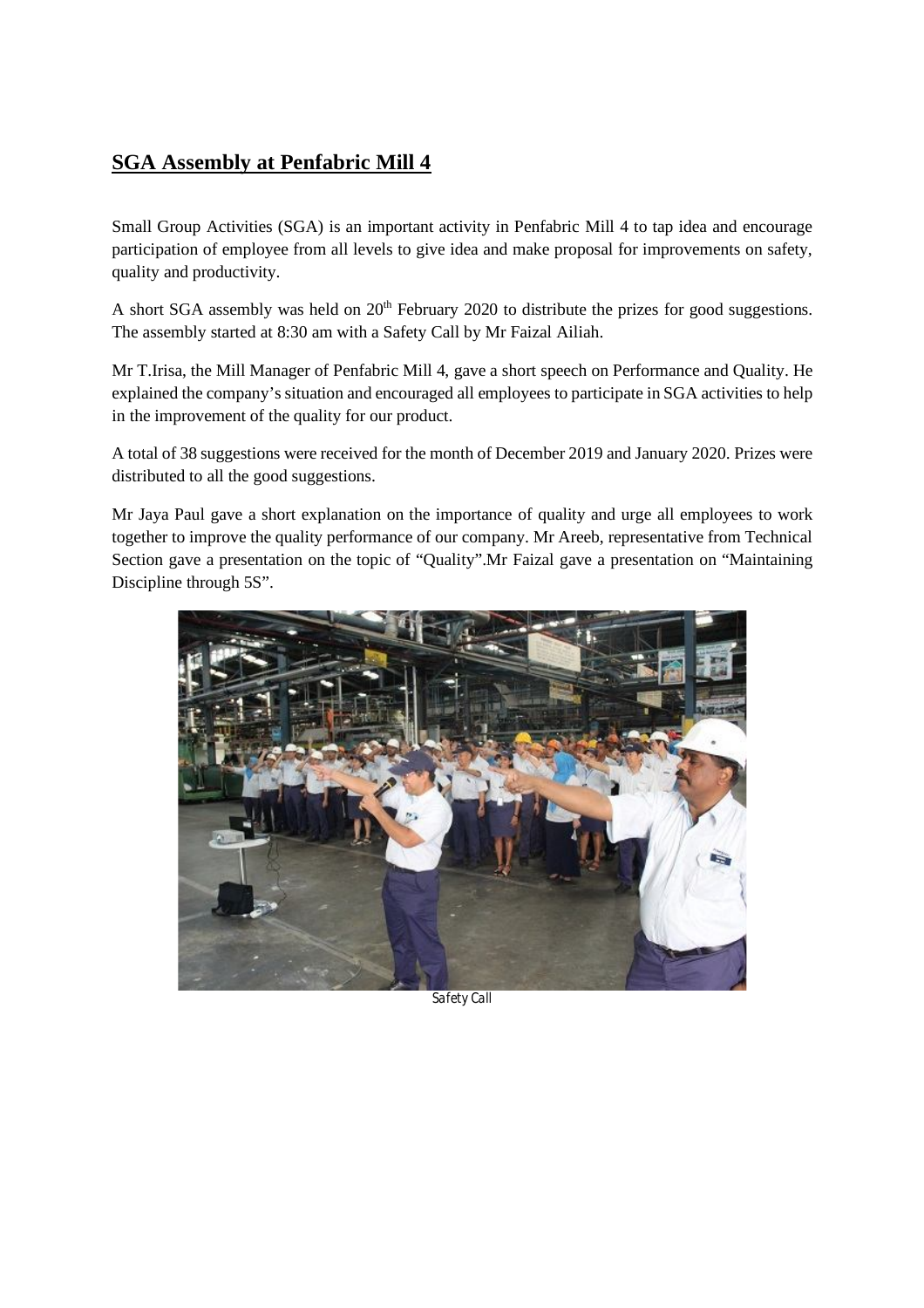## **SGA Assembly at Penfabric Mill 4**

Small Group Activities (SGA) is an important activity in Penfabric Mill 4 to tap idea and encourage participation of employee from all levels to give idea and make proposal for improvements on safety, quality and productivity.

A short SGA assembly was held on 20th February 2020 to distribute the prizes for good suggestions. The assembly started at 8:30 am with a Safety Call by Mr Faizal Ailiah.

Mr T.Irisa, the Mill Manager of Penfabric Mill 4, gave a short speech on Performance and Quality. He explained the company's situation and encouraged all employees to participate in SGA activities to help in the improvement of the quality for our product.

A total of 38 suggestions were received for the month of December 2019 and January 2020. Prizes were distributed to all the good suggestions.

Mr Jaya Paul gave a short explanation on the importance of quality and urge all employees to work together to improve the quality performance of our company. Mr Areeb, representative from Technical Section gave a presentation on the topic of "Quality".Mr Faizal gave a presentation on "Maintaining Discipline through 5S".

*Safety Call*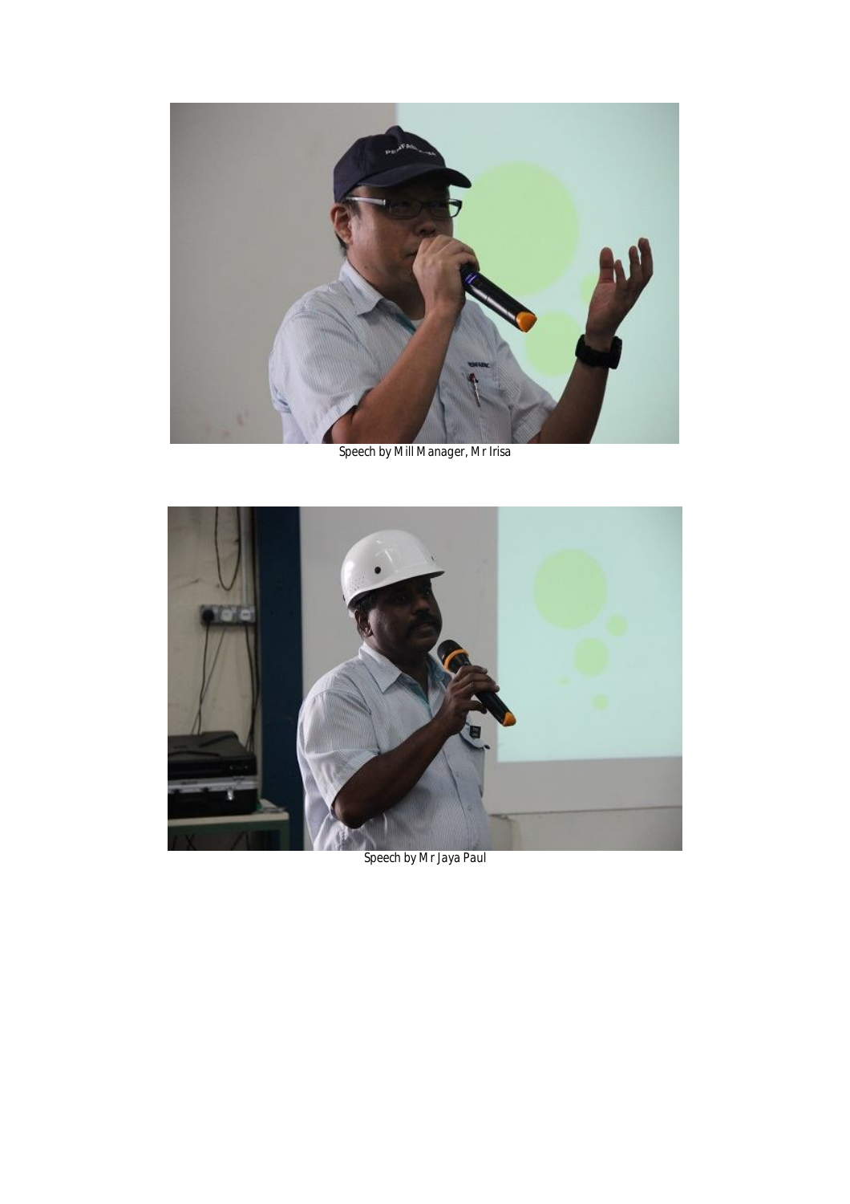Speech by Mill Manager, Mr Irisa

Speech by Mr Jaya Paul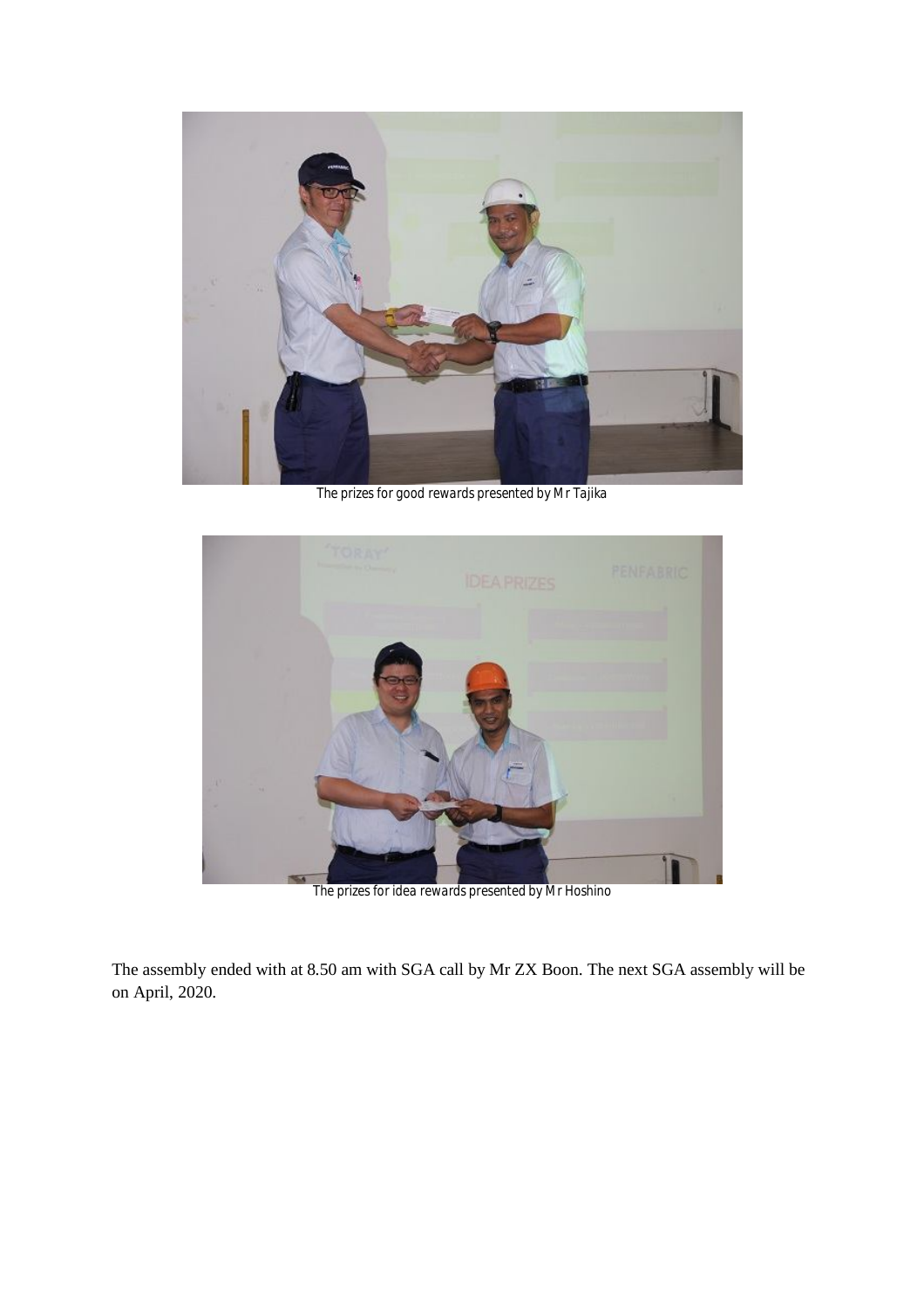The prizes for good rewards presented by Mr Tajika

The prizes for idea rewards presented by Mr Hoshino

The assembly ended with at 8.50 am with SGA call by Mr ZX Boon. The next SGA assembly will be on April, 2020.